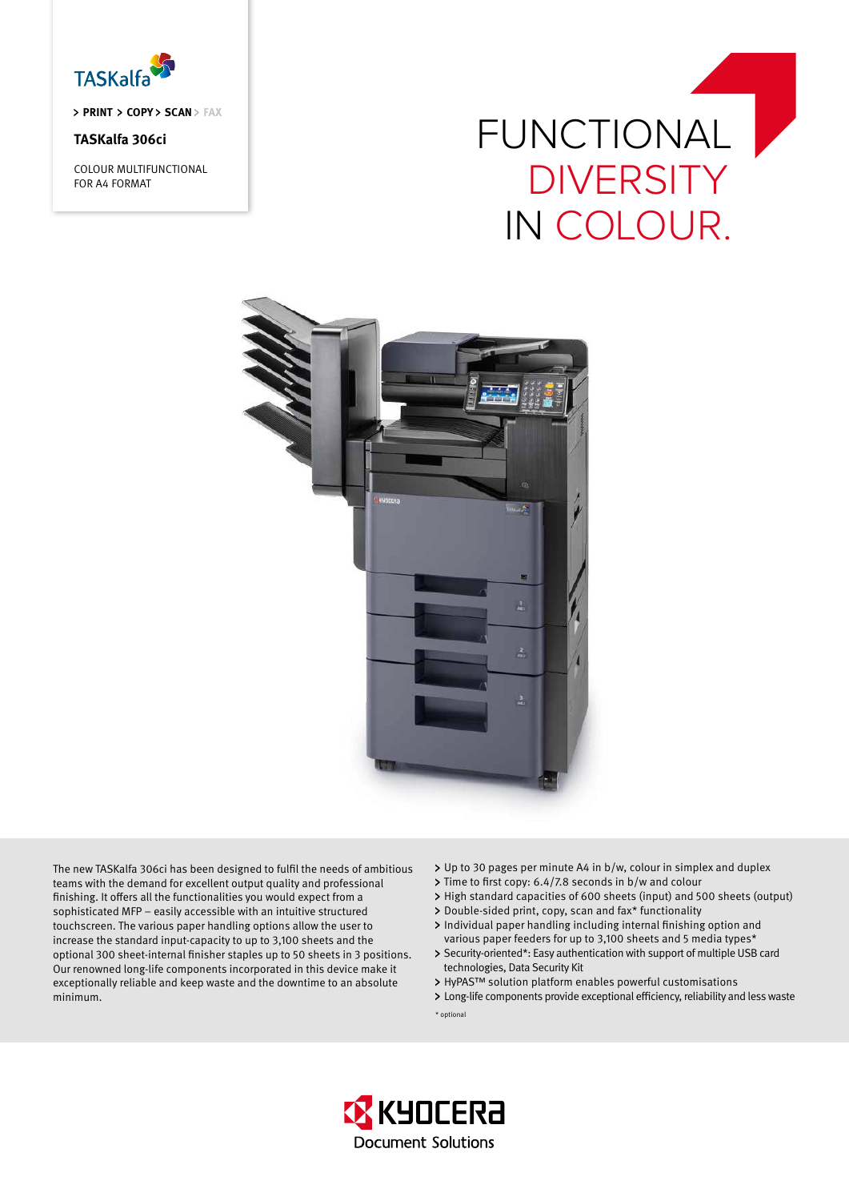TASKalfa

> PRINT > COPY > SCAN > FAX

**TASKalfa 306ci**

COLOUR MULTIFUNCTIONAL
FOR A4 FORMAT

# FUNCTIONAL DIVERSITY IN COLOUR.

The new TASKalfa 306ci has been designed to fulfil the needs of ambitious teams with the demand for excellent output quality and professional finishing. It offers all the functionalities you would expect from a sophisticated MFP – easily accessible with an intuitive structured touchscreen. The various paper handling options allow the user to increase the standard input-capacity to up to 3,100 sheets and the optional 300 sheet-internal finisher staples up to 50 sheets in 3 positions. Our renowned long-life components incorporated in this device make it exceptionally reliable and keep waste and the downtime to an absolute minimum.

- Up to 30 pages per minute A4 in b/w, colour in simplex and duplex
- Time to first copy: 6.4/7.8 seconds in b/w and colour
- High standard capacities of 600 sheets (input) and 500 sheets (output)
- Double-sided print, copy, scan and fax* functionality
- Individual paper handling including internal finishing option and various paper feeders for up to 3,100 sheets and 5 media types*
- Security-oriented*: Easy authentication with support of multiple USB card technologies, Data Security Kit
- HyPAS™ solution platform enables powerful customisations
- Long-life components provide exceptional efficiency, reliability and less waste

\* optional

KYOCERA Document Solutions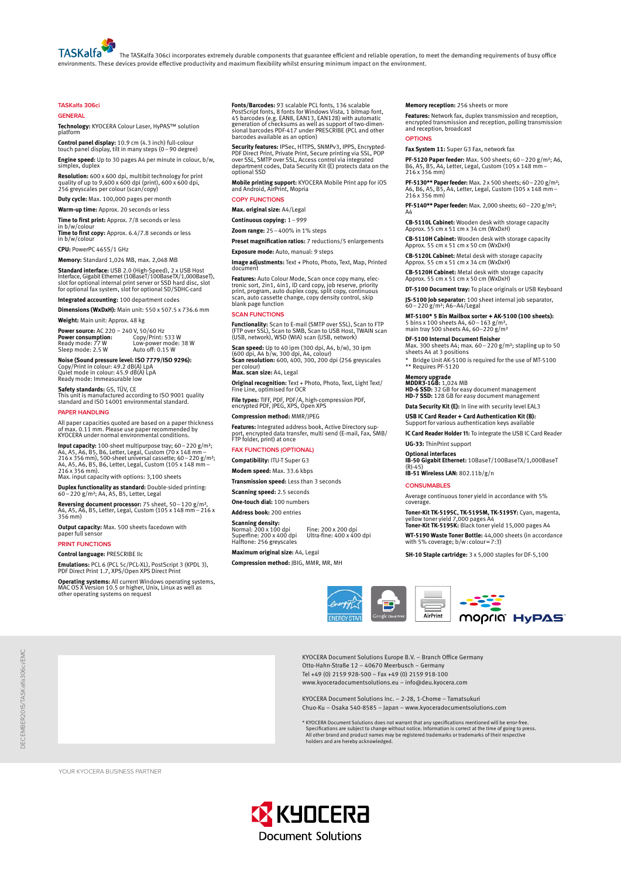TASKalfa The TASKalfa 306ci incorporates extremely durable components that guarantee efficient and reliable operation, to meet the demanding requirements of busy office environments. These devices provide effective productivity and maximum flexibility whilst ensuring minimum impact on the environment.

## TASKalfa 306ci

### GENERAL

**Technology:** KYOCERA Colour Laser, HyPAS™ solution platform

**Control panel display:** 10.9 cm (4.3 inch) full-colour touch panel display, tilt in many steps (0 – 90 degree)

**Engine speed:** Up to 30 pages A4 per minute in colour, b/w, simplex, duplex

**Resolution:** 600 x 600 dpi, multibit technology for print quality of up to 9,600 x 600 dpi (print), 600 x 600 dpi, 256 greyscales per colour (scan/copy)

**Duty cycle:** Max. 100,000 pages per month

**Warm-up time:** Approx. 20 seconds or less

**Time to first print:** Approx. 7/8 seconds or less in b/w/colour
**Time to first copy:** Approx. 6.4/7.8 seconds or less in b/w/colour

**CPU:** PowerPC 465S/1 GHz

**Memory:** Standard 1,024 MB, max. 2,048 MB

**Standard interface:** USB 2.0 (High-Speed), 2 x USB Host Interface, Gigabit Ethernet (10BaseT/100BaseTX/1,000BaseT), slot for optional internal print server or SSD hard disc, slot for optional fax system, slot for optional SD/SDHC-card

**Integrated accounting:** 100 department codes

**Dimensions (WxDxH):** Main unit: 550 x 507.5 x 736.6 mm

**Weight:** Main unit: Approx. 48 kg

**Power source:** AC 220 ~ 240 V, 50/60 Hz
**Power consumption:** Copy/Print: 533 W
Ready mode: 77 W Low-power mode: 38 W
Sleep mode: 2.5 W Auto off: 0.15 W

**Noise (Sound pressure level: ISO 7779/ISO 9296):**
Copy/Print in colour: 49.2 dB(A) LpA
Quiet mode in colour: 45.9 dB(A) LpA
Ready mode: Immeasurable low

**Safety standards:** GS, TÜV, CE
This unit is manufactured according to ISO 9001 quality standard and ISO 14001 environmental standard.

### PAPER HANDLING

All paper capacities quoted are based on a paper thickness of max. 0.11 mm. Please use paper recommended by KYOCERA under normal environmental conditions.

**Input capacity:** 100-sheet multipurpose tray; 60 – 220 g/m²; A4, A5, A6, B5, B6, Letter, Legal, Custom (70 x 148 mm – 216 x 356 mm), 500-sheet universal cassette; 60 – 220 g/m²; A4, A5, A6, B5, B6, Letter, Legal, Custom (105 x 148 mm – 216 x 356 mm).
Max. input capacity with options: 3,100 sheets

**Duplex functionality as standard:** Double-sided printing: 60 – 220 g/m²; A4, A5, B5, Letter, Legal

**Reversing document processor:** 75 sheet, 50 – 120 g/m², A4, A5, A6, B5, Letter, Legal, Custom (105 x 148 mm – 216 x 356 mm)

**Output capacity:** Max. 500 sheets facedown with paper full sensor

### PRINT FUNCTIONS

**Control language:** PRESCRIBE IIc

**Emulations:** PCL 6 (PCL 5c/PCL-XL), PostScript 3 (KPDL 3), PDF Direct Print 1.7, XPS/Open XPS Direct Print

**Operating systems:** All current Windows operating systems, MAC OS X Version 10.5 or higher, Unix, Linux as well as other operating systems on request

**Fonts/Barcodes:** 93 scalable PCL fonts, 136 scalable PostScript fonts, 8 fonts for Windows Vista, 1 bitmap font, 45 barcodes (e.g. EAN8, EAN13, EAN128) with automatic generation of checksums as well as support of two-dimensional barcodes PDF-417 under PRESCRIBE (PCL and other barcodes available as an option)

**Security features:** IPSec, HTTPS, SNMPv3, IPPS, Encrypted-PDF Direct Print, Private Print, Secure printing via SSL, POP over SSL, SMTP over SSL, Access control via integrated department codes, Data Security Kit (E) protects data on the optional SSD

**Mobile printing support:** KYOCERA Mobile Print app for iOS and Android, AirPrint, Mopria

### COPY FUNCTIONS

**Max. original size:** A4/Legal

**Continuous copying:** 1 – 999

**Zoom range:** 25 – 400% in 1% steps

**Preset magnification ratios:** 7 reductions/5 enlargements

**Exposure mode:** Auto, manual: 9 steps

**Image adjustments:** Text + Photo, Photo, Text, Map, Printed document

**Features:** Auto Colour Mode, Scan once copy many, electronic sort, 2in1, 4in1, ID card copy, job reserve, priority print, program, auto duplex copy, split copy, continuous scan, auto cassette change, copy density control, skip blank page function

### SCAN FUNCTIONS

**Functionality:** Scan to E-mail (SMTP over SSL), Scan to FTP (FTP over SSL), Scan to SMB, Scan to USB Host, TWAIN scan (USB, network), WSD (WIA) scan (USB, network)

**Scan speed:** Up to 40 ipm (300 dpi, A4, b/w), 30 ipm (600 dpi, A4 b/w, 300 dpi, A4, colour)
**Scan resolution:** 600, 400, 300, 200 dpi (256 greyscales per colour)
**Max. scan size:** A4, Legal

**Original recognition:** Text + Photo, Photo, Text, Light Text/Fine Line, optimised for OCR

**File types:** TIFF, PDF, PDF/A, high-compression PDF, encrypted PDF, JPEG, XPS, Open XPS

**Compression method:** MMR/JPEG

**Features:** Integrated address book, Active Directory support, encrypted data transfer, multi send (E-mail, Fax, SMB/FTP folder, print) at once

### FAX FUNCTIONS (OPTIONAL)

**Compatibility:** ITU-T Super G3

**Modem speed:** Max. 33.6 kbps

**Transmission speed:** Less than 3 seconds

**Scanning speed:** 2.5 seconds

**One-touch dial:** 100 numbers

**Address book:** 200 entries

**Scanning density:**
Normal: 200 x 100 dpi Fine: 200 x 200 dpi
Superfine: 200 x 400 dpi Ultra-fine: 400 x 400 dpi
Halftone: 256 greyscales

**Maximum original size:** A4, Legal

**Compression method:** JBIG, MMR, MR, MH

**Memory reception:** 256 sheets or more

**Features:** Network fax, duplex transmission and reception, encrypted transmission and reception, polling transmission and reception, broadcast

### OPTIONS

**Fax System 11:** Super G3 Fax, network fax

**PF-5120 Paper feeder:** Max. 500 sheets; 60 – 220 g/m²; A6, B6, A5, B5, A4, Letter, Legal, Custom (105 x 148 mm – 216 x 356 mm)

**PF-5130** Paper feeder:** Max. 2 x 500 sheets; 60 – 220 g/m²; A6, B6, A5, B5, A4, Letter, Legal, Custom (105 x 148 mm – 216 x 356 mm)

**PF-5140** Paper feeder:** Max. 2,000 sheets; 60 – 220 g/m²; A4

**CB-5110L Cabinet:** Wooden desk with storage capacity Approx. 55 cm x 51 cm x 34 cm (WxDxH)

**CB-5110H Cabinet:** Wooden desk with storage capacity Approx. 55 cm x 51 cm x 50 cm (WxDxH)

**CB-5120L Cabinet:** Metal desk with storage capacity Approx. 55 cm x 51 cm x 34 cm (WxDxH)

**CB-5120H Cabinet:** Metal desk with storage capacity Approx. 55 cm x 51 cm x 50 cm (WxDxH)

**DT-5100 Document tray:** To place originals or USB Keyboard

**JS-5100 Job separator:** 100 sheet internal job separator, 60 – 220 g/m²; A6–A4/Legal

**MT-5100* 5 Bin Mailbox sorter + AK-5100 (100 sheets):** 5 bins x 100 sheets A4, 60 – 163 g/m², main tray 500 sheets A4, 60–220 g/m²

**DF-5100 Internal Document finisher**
Max. 300 sheets A4; max. 60 – 220 g/m²; stapling up to 50 sheets A4 at 3 positions

\* Bridge Unit AK-5100 is required for the use of MT-5100
\*\* Requires PF-5120

**Memory upgrade**
**MDDR3-1GB:** 1,024 MB
**HD-6 SSD:** 32 GB for easy document management
**HD-7 SSD:** 128 GB for easy document management

**Data Security Kit (E):** In line with security level EAL3

**USB IC Card Reader + Card Authentication Kit (B):** Support for various authentication keys available

**IC Card Reader Holder 11:** To integrate the USB IC Card Reader

**UG-33:** ThinPrint support

**Optional interfaces**
**IB-50 Gigabit Ethernet:** 10BaseT/100BaseTX/1,000BaseT (RJ-45)
**IB-51 Wireless LAN:** 802.11b/g/n

### CONSUMABLES

Average continuous toner yield in accordance with 5% coverage.

**Toner-Kit TK-5195C, TK-5195M, TK-5195Y:** Cyan, magenta, yellow toner yield 7,000 pages A4
**Toner-Kit TK-5195K:** Black toner yield 15,000 pages A4

**WT-5190 Waste Toner Bottle:** 44,000 sheets (in accordance with 5% coverage; b/w : colour = 7:3)

**SH-10 Staple cartridge:** 3 x 5,000 staples for DF-5,100

ENERGY STAR · Google Cloud Print · AirPrint · mopria · HyPAS

DECEMBER2015/TASKalfa306ci/EMC

KYOCERA Document Solutions Europe B.V. – Branch Office Germany
Otto-Hahn-Straße 12 – 40670 Meerbusch – Germany
Tel +49 (0) 2159 928-500 – Fax +49 (0) 2159 918-100
www.kyoceradocumentsolutions.eu – info@deu.kyocera.com

KYOCERA Document Solutions Inc. – 2-28, 1-Chome – Tamatsukuri
Chuo-Ku – Osaka 540-8585 – Japan – www.kyoceradocumentsolutions.com

\* KYOCERA Document Solutions does not warrant that any specifications mentioned will be error-free. Specifications are subject to change without notice. Information is correct at the time of going to press. All other brand and product names may be registered trademarks or trademarks of their respective holders and are hereby acknowledged.

YOUR KYOCERA BUSINESS PARTNER

KYOCERA Document Solutions